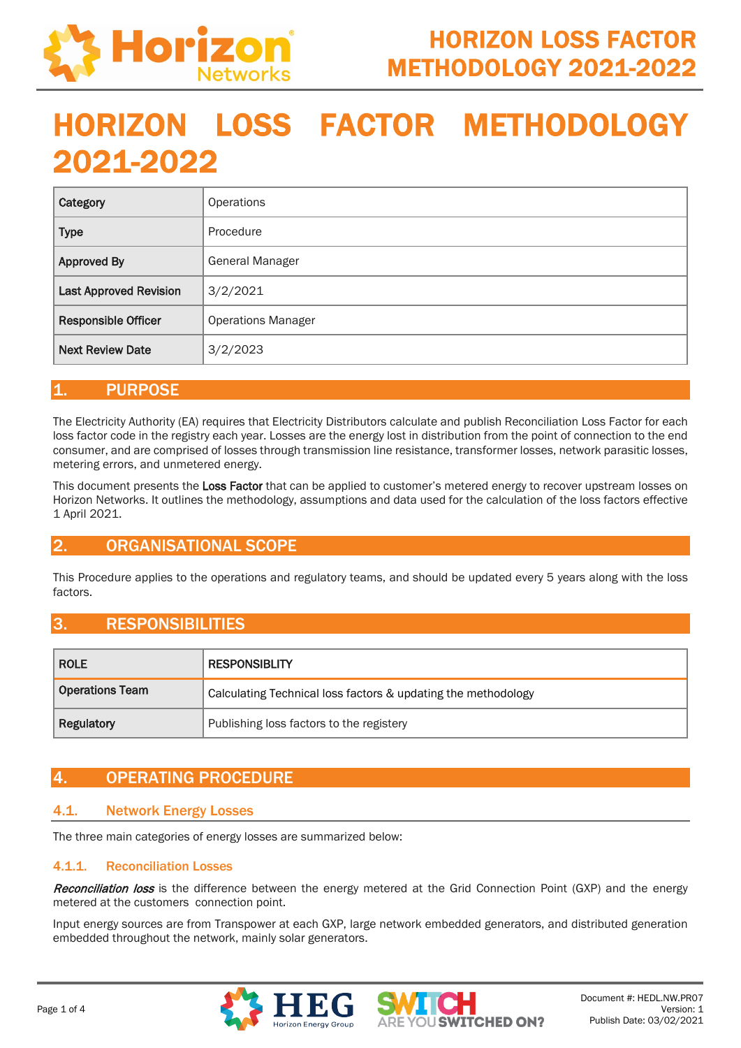# HORIZON LOSS FACTOR METHODOLOGY 2021-2022

| Category | Operations |
|---|---|
| Type | Procedure |
| Approved By | General Manager |
| Last Approved Revision | 3/2/2021 |
| Responsible Officer | Operations Manager |
| Next Review Date | 3/2/2023 |

## 1. PURPOSE

The Electricity Authority (EA) requires that Electricity Distributors calculate and publish Reconciliation Loss Factor for each loss factor code in the registry each year. Losses are the energy lost in distribution from the point of connection to the end consumer, and are comprised of losses through transmission line resistance, transformer losses, network parasitic losses, metering errors, and unmetered energy.

This document presents the **Loss Factor** that can be applied to customer's metered energy to recover upstream losses on Horizon Networks. It outlines the methodology, assumptions and data used for the calculation of the loss factors effective 1 April 2021.

## 2. ORGANISATIONAL SCOPE

This Procedure applies to the operations and regulatory teams, and should be updated every 5 years along with the loss factors.

## 3. RESPONSIBILITIES

| ROLE | RESPONSIBLITY |
|---|---|
| Operations Team | Calculating Technical loss factors & updating the methodology |
| Regulatory | Publishing loss factors to the registery |

## 4. OPERATING PROCEDURE

### 4.1. Network Energy Losses

The three main categories of energy losses are summarized below:

#### 4.1.1. Reconciliation Losses

***Reconciliation loss*** is the difference between the energy metered at the Grid Connection Point (GXP) and the energy metered at the customers connection point.

Input energy sources are from Transpower at each GXP, large network embedded generators, and distributed generation embedded throughout the network, mainly solar generators.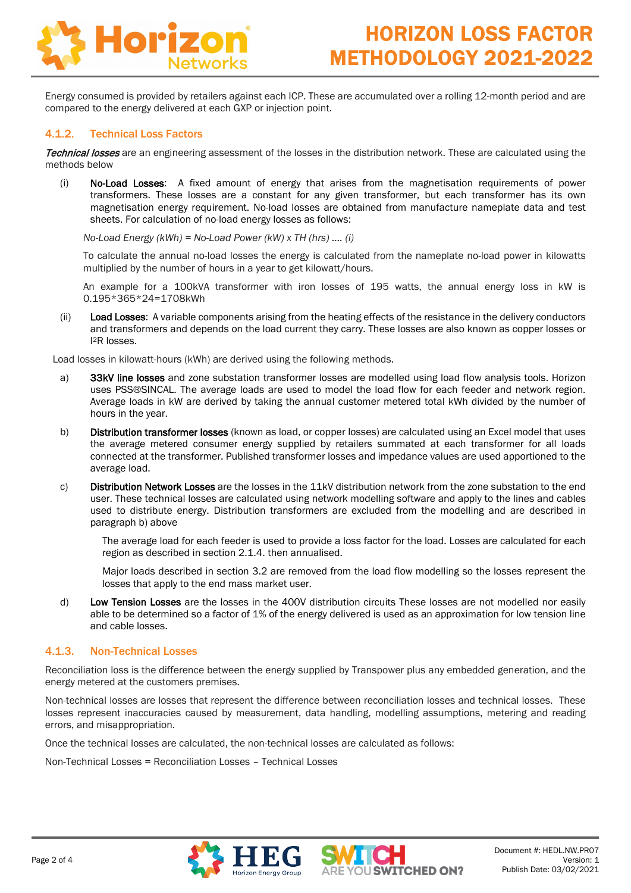Energy consumed is provided by retailers against each ICP. These are accumulated over a rolling 12-month period and are compared to the energy delivered at each GXP or injection point.

### 4.1.2. Technical Loss Factors

***Technical losses*** are an engineering assessment of the losses in the distribution network. These are calculated using the methods below

(i) **No-Load Losses**: A fixed amount of energy that arises from the magnetisation requirements of power transformers. These losses are a constant for any given transformer, but each transformer has its own magnetisation energy requirement. No-load losses are obtained from manufacture nameplate data and test sheets. For calculation of no-load energy losses as follows:

*No-Load Energy (kWh) = No-Load Power (kW) x TH (hrs) …. (i)*

To calculate the annual no-load losses the energy is calculated from the nameplate no-load power in kilowatts multiplied by the number of hours in a year to get kilowatt/hours.

An example for a 100kVA transformer with iron losses of 195 watts, the annual energy loss in kW is 0.195*365*24=1708kWh

(ii) **Load Losses**: A variable components arising from the heating effects of the resistance in the delivery conductors and transformers and depends on the load current they carry. These losses are also known as copper losses or $I^2R$ losses.

Load losses in kilowatt-hours (kWh) are derived using the following methods.

a) **33kV line losses** and zone substation transformer losses are modelled using load flow analysis tools. Horizon uses PSS®SINCAL. The average loads are used to model the load flow for each feeder and network region. Average loads in kW are derived by taking the annual customer metered total kWh divided by the number of hours in the year.

b) **Distribution transformer losses** (known as load, or copper losses) are calculated using an Excel model that uses the average metered consumer energy supplied by retailers summated at each transformer for all loads connected at the transformer. Published transformer losses and impedance values are used apportioned to the average load.

c) **Distribution Network Losses** are the losses in the 11kV distribution network from the zone substation to the end user. These technical losses are calculated using network modelling software and apply to the lines and cables used to distribute energy. Distribution transformers are excluded from the modelling and are described in paragraph b) above

The average load for each feeder is used to provide a loss factor for the load. Losses are calculated for each region as described in section 2.1.4. then annualised.

Major loads described in section 3.2 are removed from the load flow modelling so the losses represent the losses that apply to the end mass market user.

d) **Low Tension Losses** are the losses in the 400V distribution circuits These losses are not modelled nor easily able to be determined so a factor of 1% of the energy delivered is used as an approximation for low tension line and cable losses.

### 4.1.3. Non-Technical Losses

Reconciliation loss is the difference between the energy supplied by Transpower plus any embedded generation, and the energy metered at the customers premises.

Non-technical losses are losses that represent the difference between reconciliation losses and technical losses. These losses represent inaccuracies caused by measurement, data handling, modelling assumptions, metering and reading errors, and misappropriation.

Once the technical losses are calculated, the non-technical losses are calculated as follows:

Non-Technical Losses = Reconciliation Losses – Technical Losses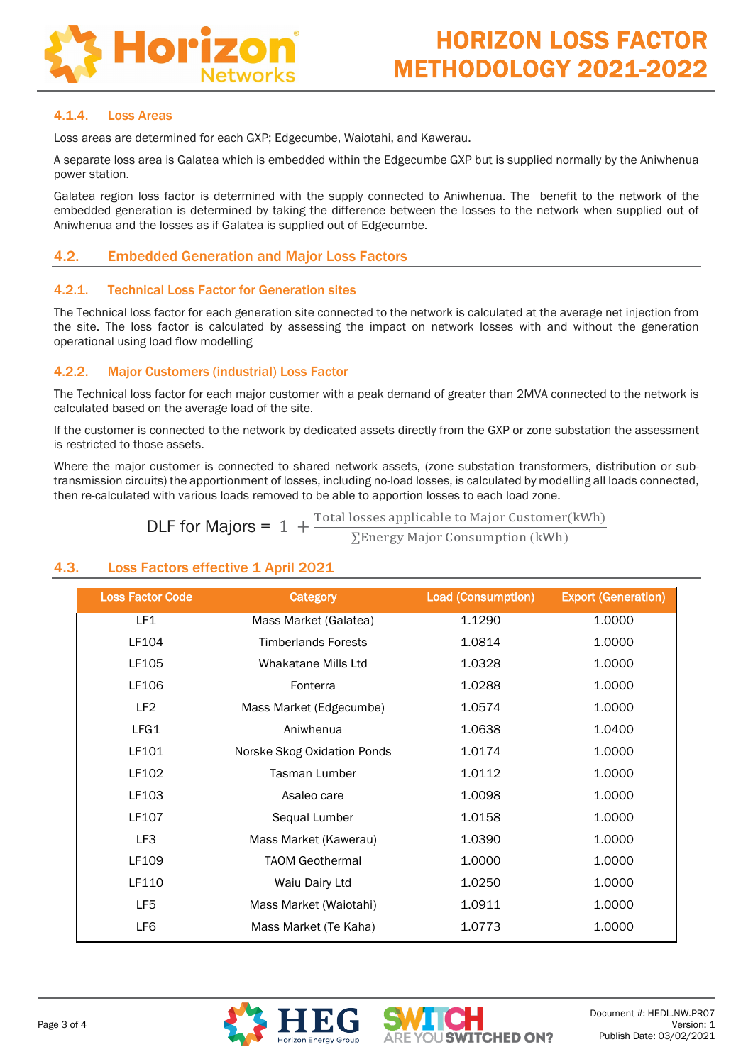#### 4.1.4. Loss Areas

Loss areas are determined for each GXP; Edgecumbe, Waiotahi, and Kawerau.

A separate loss area is Galatea which is embedded within the Edgecumbe GXP but is supplied normally by the Aniwhenua power station.

Galatea region loss factor is determined with the supply connected to Aniwhenua. The benefit to the network of the embedded generation is determined by taking the difference between the losses to the network when supplied out of Aniwhenua and the losses as if Galatea is supplied out of Edgecumbe.

## 4.2. Embedded Generation and Major Loss Factors

### 4.2.1. Technical Loss Factor for Generation sites

The Technical loss factor for each generation site connected to the network is calculated at the average net injection from the site. The loss factor is calculated by assessing the impact on network losses with and without the generation operational using load flow modelling

### 4.2.2. Major Customers (industrial) Loss Factor

The Technical loss factor for each major customer with a peak demand of greater than 2MVA connected to the network is calculated based on the average load of the site.

If the customer is connected to the network by dedicated assets directly from the GXP or zone substation the assessment is restricted to those assets.

Where the major customer is connected to shared network assets, (zone substation transformers, distribution or sub-transmission circuits) the apportionment of losses, including no-load losses, is calculated by modelling all loads connected, then re-calculated with various loads removed to be able to apportion losses to each load zone.

$$\text{DLF for Majors} = 1 + \frac{\text{Total losses applicable to Major Customer(kWh)}}{\sum \text{Energy Major Consumption (kWh)}}$$

## 4.3. Loss Factors effective 1 April 2021

| Loss Factor Code | Category | Load (Consumption) | Export (Generation) |
|---|---|---|---|
| LF1 | Mass Market (Galatea) | 1.1290 | 1.0000 |
| LF104 | Timberlands Forests | 1.0814 | 1.0000 |
| LF105 | Whakatane Mills Ltd | 1.0328 | 1.0000 |
| LF106 | Fonterra | 1.0288 | 1.0000 |
| LF2 | Mass Market (Edgecumbe) | 1.0574 | 1.0000 |
| LFG1 | Aniwhenua | 1.0638 | 1.0400 |
| LF101 | Norske Skog Oxidation Ponds | 1.0174 | 1.0000 |
| LF102 | Tasman Lumber | 1.0112 | 1.0000 |
| LF103 | Asaleo care | 1.0098 | 1.0000 |
| LF107 | Sequal Lumber | 1.0158 | 1.0000 |
| LF3 | Mass Market (Kawerau) | 1.0390 | 1.0000 |
| LF109 | TAOM Geothermal | 1.0000 | 1.0000 |
| LF110 | Waiu Dairy Ltd | 1.0250 | 1.0000 |
| LF5 | Mass Market (Waiotahi) | 1.0911 | 1.0000 |
| LF6 | Mass Market (Te Kaha) | 1.0773 | 1.0000 |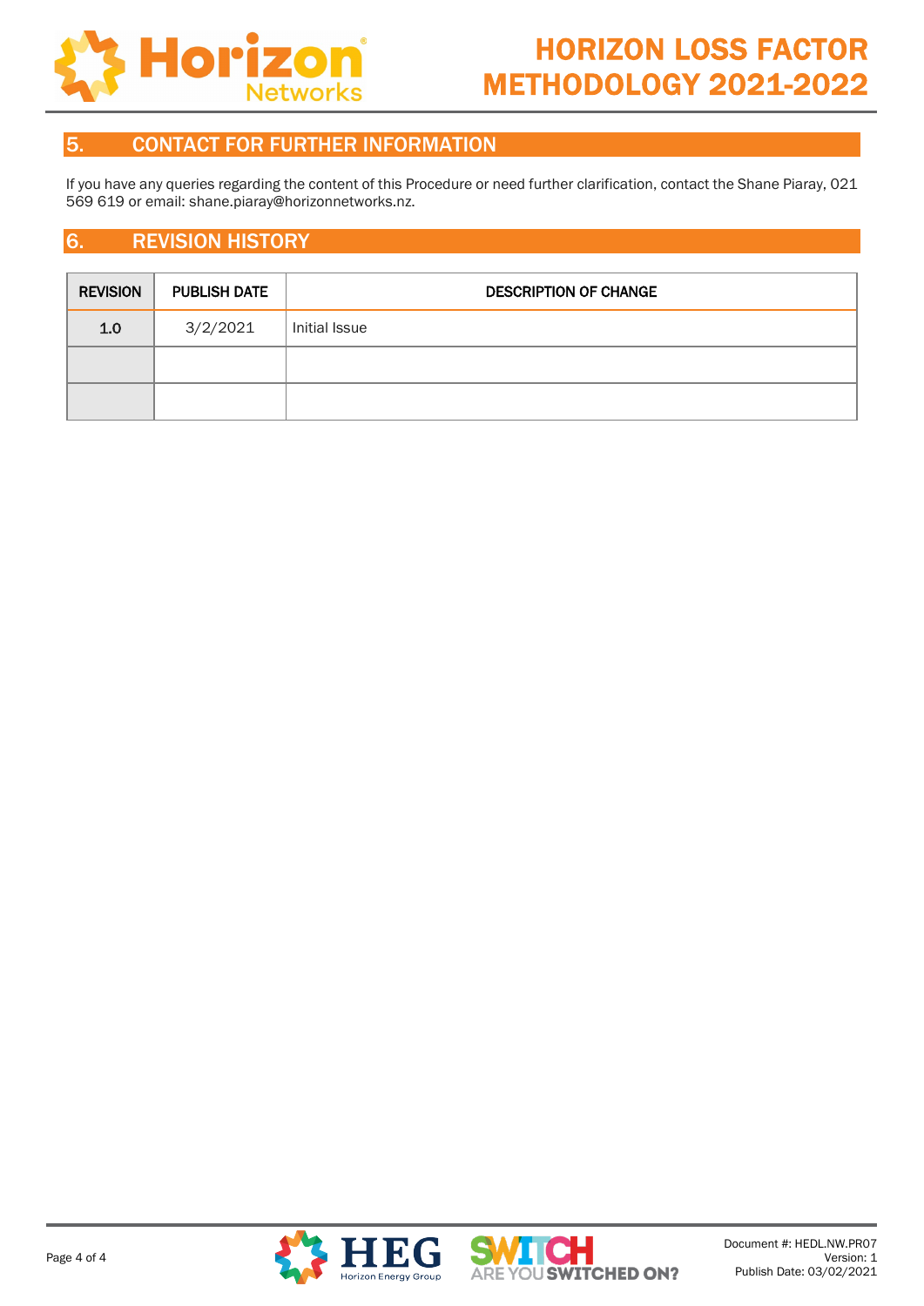## 5. CONTACT FOR FURTHER INFORMATION

If you have any queries regarding the content of this Procedure or need further clarification, contact the Shane Piaray, 021 569 619 or email: shane.piaray@horizonnetworks.nz.

## 6. REVISION HISTORY

| REVISION | PUBLISH DATE | DESCRIPTION OF CHANGE |
|---|---|---|
| 1.0 | 3/2/2021 | Initial Issue |
| | | |
| | | |